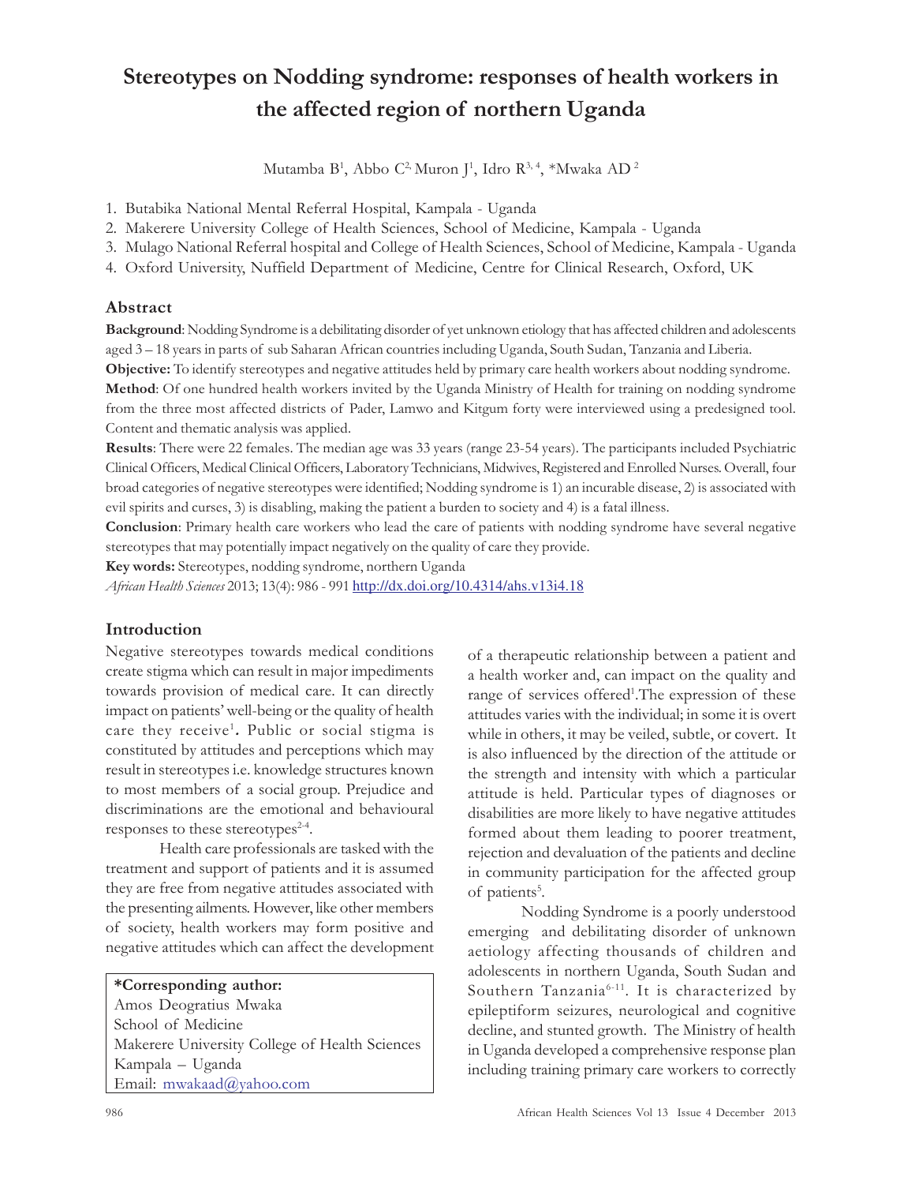# Stereotypes on Nodding syndrome: responses of health workers in the affected region of northern Uganda

Mutamba B[1], Abbo C[2], Muron J[1], Idro R[3, 4], *Mwaka AD[2]

1. Butabika National Mental Referral Hospital, Kampala - Uganda
2. Makerere University College of Health Sciences, School of Medicine, Kampala - Uganda
3. Mulago National Referral hospital and College of Health Sciences, School of Medicine, Kampala - Uganda
4. Oxford University, Nuffield Department of Medicine, Centre for Clinical Research, Oxford, UK

## Abstract

**Background**: Nodding Syndrome is a debilitating disorder of yet unknown etiology that has affected children and adolescents aged 3 – 18 years in parts of sub Saharan African countries including Uganda, South Sudan, Tanzania and Liberia.

**Objective:** To identify stereotypes and negative attitudes held by primary care health workers about nodding syndrome.

**Method**: Of one hundred health workers invited by the Uganda Ministry of Health for training on nodding syndrome from the three most affected districts of Pader, Lamwo and Kitgum forty were interviewed using a predesigned tool. Content and thematic analysis was applied.

**Results**: There were 22 females. The median age was 33 years (range 23-54 years). The participants included Psychiatric Clinical Officers, Medical Clinical Officers, Laboratory Technicians, Midwives, Registered and Enrolled Nurses. Overall, four broad categories of negative stereotypes were identified; Nodding syndrome is 1) an incurable disease, 2) is associated with evil spirits and curses, 3) is disabling, making the patient a burden to society and 4) is a fatal illness.

**Conclusion**: Primary health care workers who lead the care of patients with nodding syndrome have several negative stereotypes that may potentially impact negatively on the quality of care they provide.

**Key words:** Stereotypes, nodding syndrome, northern Uganda

*African Health Sciences* 2013; 13(4): 986 - 991 http://dx.doi.org/10.4314/ahs.v13i4.18

## Introduction

Negative stereotypes towards medical conditions create stigma which can result in major impediments towards provision of medical care. It can directly impact on patients' well-being or the quality of health care they receive[1]. Public or social stigma is constituted by attitudes and perceptions which may result in stereotypes i.e. knowledge structures known to most members of a social group. Prejudice and discriminations are the emotional and behavioural responses to these stereotypes[2-4].

Health care professionals are tasked with the treatment and support of patients and it is assumed they are free from negative attitudes associated with the presenting ailments. However, like other members of society, health workers may form positive and negative attitudes which can affect the development of a therapeutic relationship between a patient and a health worker and, can impact on the quality and range of services offered[1]. The expression of these attitudes varies with the individual; in some it is overt while in others, it may be veiled, subtle, or covert. It is also influenced by the direction of the attitude or the strength and intensity with which a particular attitude is held. Particular types of diagnoses or disabilities are more likely to have negative attitudes formed about them leading to poorer treatment, rejection and devaluation of the patients and decline in community participation for the affected group of patients[5].

Nodding Syndrome is a poorly understood emerging and debilitating disorder of unknown aetiology affecting thousands of children and adolescents in northern Uganda, South Sudan and Southern Tanzania[6-11]. It is characterized by epileptiform seizures, neurological and cognitive decline, and stunted growth. The Ministry of health in Uganda developed a comprehensive response plan including training primary care workers to correctly

**\*Corresponding author:**
Amos Deogratius Mwaka
School of Medicine
Makerere University College of Health Sciences
Kampala – Uganda
Email: mwakaad@yahoo.com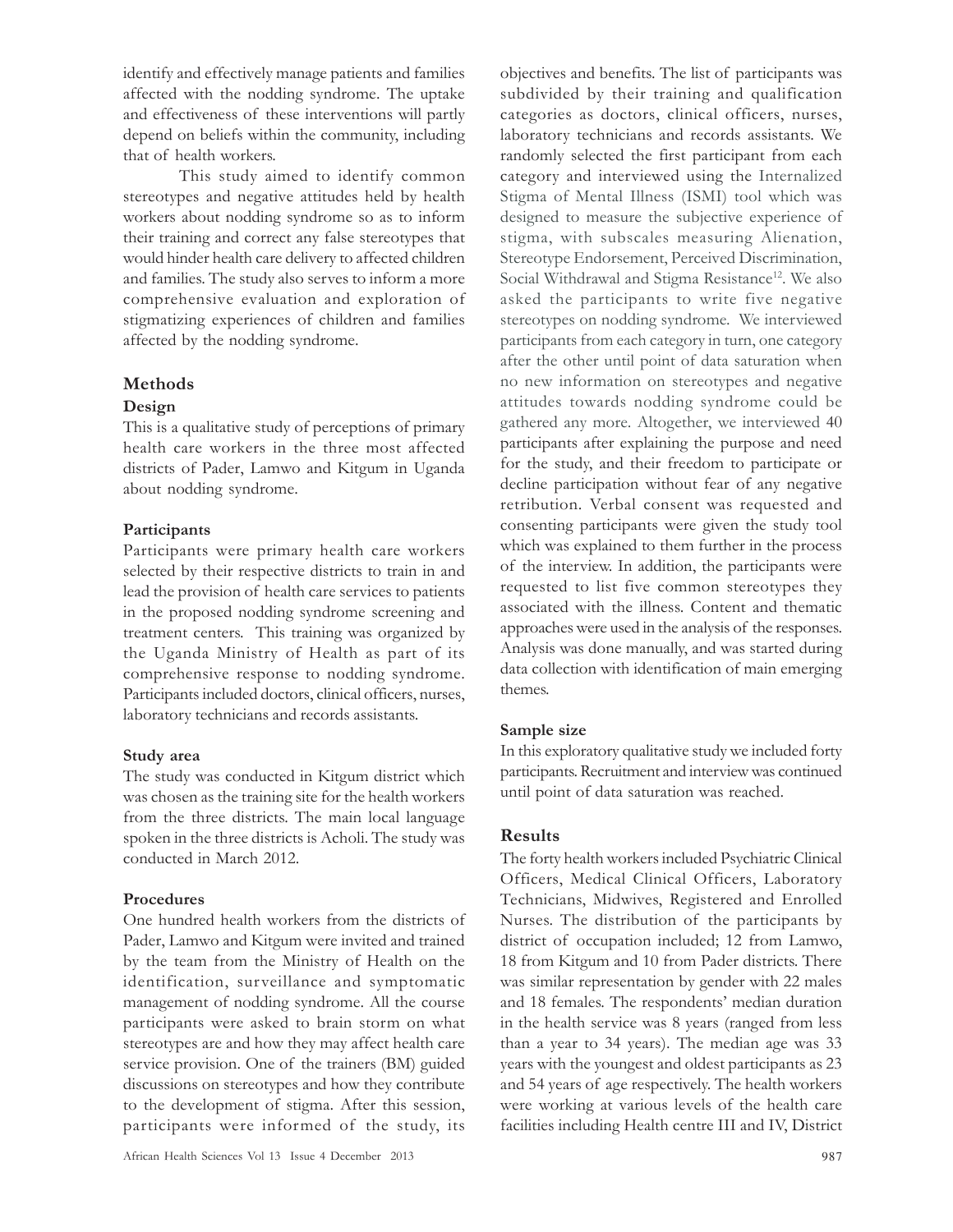identify and effectively manage patients and families affected with the nodding syndrome. The uptake and effectiveness of these interventions will partly depend on beliefs within the community, including that of health workers.

This study aimed to identify common stereotypes and negative attitudes held by health workers about nodding syndrome so as to inform their training and correct any false stereotypes that would hinder health care delivery to affected children and families. The study also serves to inform a more comprehensive evaluation and exploration of stigmatizing experiences of children and families affected by the nodding syndrome.

## Methods

### Design

This is a qualitative study of perceptions of primary health care workers in the three most affected districts of Pader, Lamwo and Kitgum in Uganda about nodding syndrome.

### Participants

Participants were primary health care workers selected by their respective districts to train in and lead the provision of health care services to patients in the proposed nodding syndrome screening and treatment centers. This training was organized by the Uganda Ministry of Health as part of its comprehensive response to nodding syndrome. Participants included doctors, clinical officers, nurses, laboratory technicians and records assistants.

### Study area

The study was conducted in Kitgum district which was chosen as the training site for the health workers from the three districts. The main local language spoken in the three districts is Acholi. The study was conducted in March 2012.

### Procedures

One hundred health workers from the districts of Pader, Lamwo and Kitgum were invited and trained by the team from the Ministry of Health on the identification, surveillance and symptomatic management of nodding syndrome. All the course participants were asked to brain storm on what stereotypes are and how they may affect health care service provision. One of the trainers (BM) guided discussions on stereotypes and how they contribute to the development of stigma. After this session, participants were informed of the study, its objectives and benefits. The list of participants was subdivided by their training and qualification categories as doctors, clinical officers, nurses, laboratory technicians and records assistants. We randomly selected the first participant from each category and interviewed using the Internalized Stigma of Mental Illness (ISMI) tool which was designed to measure the subjective experience of stigma, with subscales measuring Alienation, Stereotype Endorsement, Perceived Discrimination, Social Withdrawal and Stigma Resistance[12]. We also asked the participants to write five negative stereotypes on nodding syndrome. We interviewed participants from each category in turn, one category after the other until point of data saturation when no new information on stereotypes and negative attitudes towards nodding syndrome could be gathered any more. Altogether, we interviewed 40 participants after explaining the purpose and need for the study, and their freedom to participate or decline participation without fear of any negative retribution. Verbal consent was requested and consenting participants were given the study tool which was explained to them further in the process of the interview. In addition, the participants were requested to list five common stereotypes they associated with the illness. Content and thematic approaches were used in the analysis of the responses. Analysis was done manually, and was started during data collection with identification of main emerging themes.

### Sample size

In this exploratory qualitative study we included forty participants. Recruitment and interview was continued until point of data saturation was reached.

## Results

The forty health workers included Psychiatric Clinical Officers, Medical Clinical Officers, Laboratory Technicians, Midwives, Registered and Enrolled Nurses. The distribution of the participants by district of occupation included; 12 from Lamwo, 18 from Kitgum and 10 from Pader districts. There was similar representation by gender with 22 males and 18 females. The respondents' median duration in the health service was 8 years (ranged from less than a year to 34 years). The median age was 33 years with the youngest and oldest participants as 23 and 54 years of age respectively. The health workers were working at various levels of the health care facilities including Health centre III and IV, District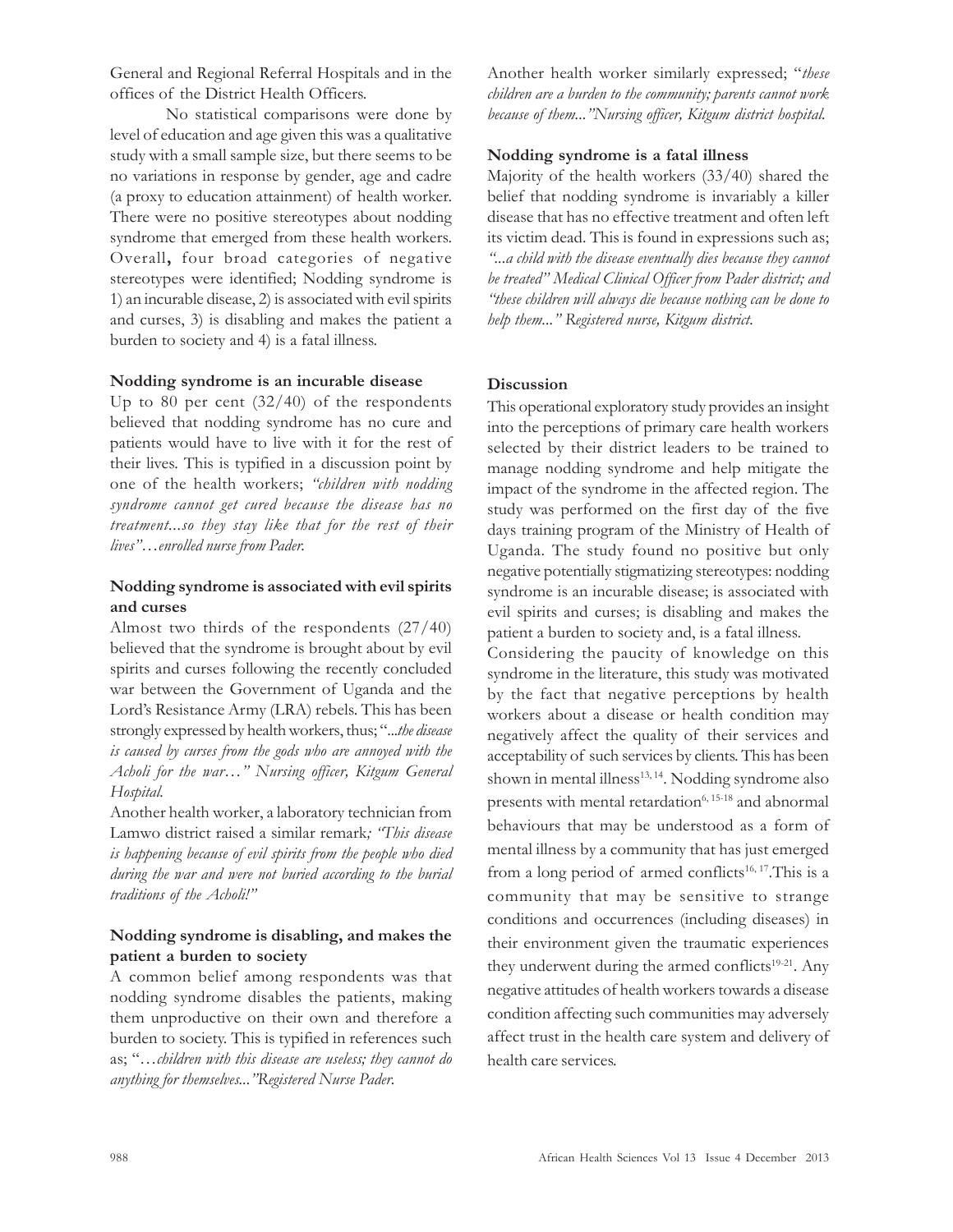General and Regional Referral Hospitals and in the offices of the District Health Officers.

No statistical comparisons were done by level of education and age given this was a qualitative study with a small sample size, but there seems to be no variations in response by gender, age and cadre (a proxy to education attainment) of health worker. There were no positive stereotypes about nodding syndrome that emerged from these health workers. Overall**,** four broad categories of negative stereotypes were identified; Nodding syndrome is 1) an incurable disease, 2) is associated with evil spirits and curses, 3) is disabling and makes the patient a burden to society and 4) is a fatal illness.

**Nodding syndrome is an incurable disease**

Up to 80 per cent (32/40) of the respondents believed that nodding syndrome has no cure and patients would have to live with it for the rest of their lives. This is typified in a discussion point by one of the health workers; *"children with nodding syndrome cannot get cured because the disease has no treatment...so they stay like that for the rest of their lives"…enrolled nurse from Pader.*

**Nodding syndrome is associated with evil spirits and curses**

Almost two thirds of the respondents (27/40) believed that the syndrome is brought about by evil spirits and curses following the recently concluded war between the Government of Uganda and the Lord's Resistance Army (LRA) rebels. This has been strongly expressed by health workers, thus; "*...the disease is caused by curses from the gods who are annoyed with the Acholi for the war…" Nursing officer, Kitgum General Hospital.*

Another health worker, a laboratory technician from Lamwo district raised a similar remark*; "This disease is happening because of evil spirits from the people who died during the war and were not buried according to the burial traditions of the Acholi!"*

**Nodding syndrome is disabling, and makes the patient a burden to society**

A common belief among respondents was that nodding syndrome disables the patients, making them unproductive on their own and therefore a burden to society. This is typified in references such as; "*…children with this disease are useless; they cannot do anything for themselves..."Registered Nurse Pader.*

Another health worker similarly expressed; "*these children are a burden to the community; parents cannot work because of them..."Nursing officer, Kitgum district hospital.*

**Nodding syndrome is a fatal illness**

Majority of the health workers (33/40) shared the belief that nodding syndrome is invariably a killer disease that has no effective treatment and often left its victim dead. This is found in expressions such as; *"...a child with the disease eventually dies because they cannot be treated" Medical Clinical Officer from Pader district; and "these children will always die because nothing can be done to help them..." Registered nurse, Kitgum district.*

**Discussion**

This operational exploratory study provides an insight into the perceptions of primary care health workers selected by their district leaders to be trained to manage nodding syndrome and help mitigate the impact of the syndrome in the affected region. The study was performed on the first day of the five days training program of the Ministry of Health of Uganda. The study found no positive but only negative potentially stigmatizing stereotypes: nodding syndrome is an incurable disease; is associated with evil spirits and curses; is disabling and makes the patient a burden to society and, is a fatal illness.

Considering the paucity of knowledge on this syndrome in the literature, this study was motivated by the fact that negative perceptions by health workers about a disease or health condition may negatively affect the quality of their services and acceptability of such services by clients. This has been shown in mental illness[13, 14]. Nodding syndrome also presents with mental retardation[6, 15-18] and abnormal behaviours that may be understood as a form of mental illness by a community that has just emerged from a long period of armed conflicts[16, 17].This is a community that may be sensitive to strange conditions and occurrences (including diseases) in their environment given the traumatic experiences they underwent during the armed conflicts[19-21]. Any negative attitudes of health workers towards a disease condition affecting such communities may adversely affect trust in the health care system and delivery of health care services.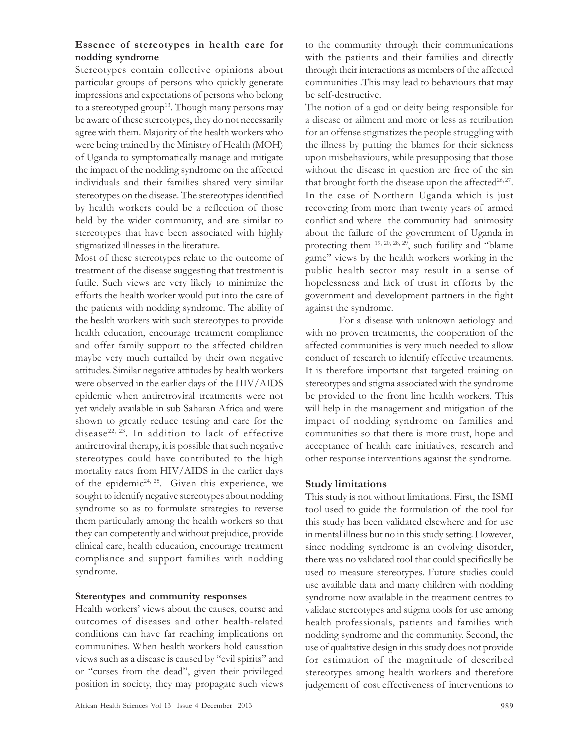### Essence of stereotypes in health care for nodding syndrome

Stereotypes contain collective opinions about particular groups of persons who quickly generate impressions and expectations of persons who belong to a stereotyped group[13]. Though many persons may be aware of these stereotypes, they do not necessarily agree with them. Majority of the health workers who were being trained by the Ministry of Health (MOH) of Uganda to symptomatically manage and mitigate the impact of the nodding syndrome on the affected individuals and their families shared very similar stereotypes on the disease. The stereotypes identified by health workers could be a reflection of those held by the wider community, and are similar to stereotypes that have been associated with highly stigmatized illnesses in the literature.

Most of these stereotypes relate to the outcome of treatment of the disease suggesting that treatment is futile. Such views are very likely to minimize the efforts the health worker would put into the care of the patients with nodding syndrome. The ability of the health workers with such stereotypes to provide health education, encourage treatment compliance and offer family support to the affected children maybe very much curtailed by their own negative attitudes. Similar negative attitudes by health workers were observed in the earlier days of the HIV/AIDS epidemic when antiretroviral treatments were not yet widely available in sub Saharan Africa and were shown to greatly reduce testing and care for the disease[22, 23]. In addition to lack of effective antiretroviral therapy, it is possible that such negative stereotypes could have contributed to the high mortality rates from HIV/AIDS in the earlier days of the epidemic[24, 25]. Given this experience, we sought to identify negative stereotypes about nodding syndrome so as to formulate strategies to reverse them particularly among the health workers so that they can competently and without prejudice, provide clinical care, health education, encourage treatment compliance and support families with nodding syndrome.

### Stereotypes and community responses

Health workers' views about the causes, course and outcomes of diseases and other health-related conditions can have far reaching implications on communities. When health workers hold causation views such as a disease is caused by "evil spirits" and or "curses from the dead", given their privileged position in society, they may propagate such views to the community through their communications with the patients and their families and directly through their interactions as members of the affected communities .This may lead to behaviours that may be self-destructive.

The notion of a god or deity being responsible for a disease or ailment and more or less as retribution for an offense stigmatizes the people struggling with the illness by putting the blames for their sickness upon misbehaviours, while presupposing that those without the disease in question are free of the sin that brought forth the disease upon the affected[26, 27]. In the case of Northern Uganda which is just recovering from more than twenty years of armed conflict and where the community had animosity about the failure of the government of Uganda in protecting them [19, 20, 28, 29], such futility and "blame game" views by the health workers working in the public health sector may result in a sense of hopelessness and lack of trust in efforts by the government and development partners in the fight against the syndrome.

For a disease with unknown aetiology and with no proven treatments, the cooperation of the affected communities is very much needed to allow conduct of research to identify effective treatments. It is therefore important that targeted training on stereotypes and stigma associated with the syndrome be provided to the front line health workers. This will help in the management and mitigation of the impact of nodding syndrome on families and communities so that there is more trust, hope and acceptance of health care initiatives, research and other response interventions against the syndrome.

### Study limitations

This study is not without limitations. First, the ISMI tool used to guide the formulation of the tool for this study has been validated elsewhere and for use in mental illness but no in this study setting. However, since nodding syndrome is an evolving disorder, there was no validated tool that could specifically be used to measure stereotypes. Future studies could use available data and many children with nodding syndrome now available in the treatment centres to validate stereotypes and stigma tools for use among health professionals, patients and families with nodding syndrome and the community. Second, the use of qualitative design in this study does not provide for estimation of the magnitude of described stereotypes among health workers and therefore judgement of cost effectiveness of interventions to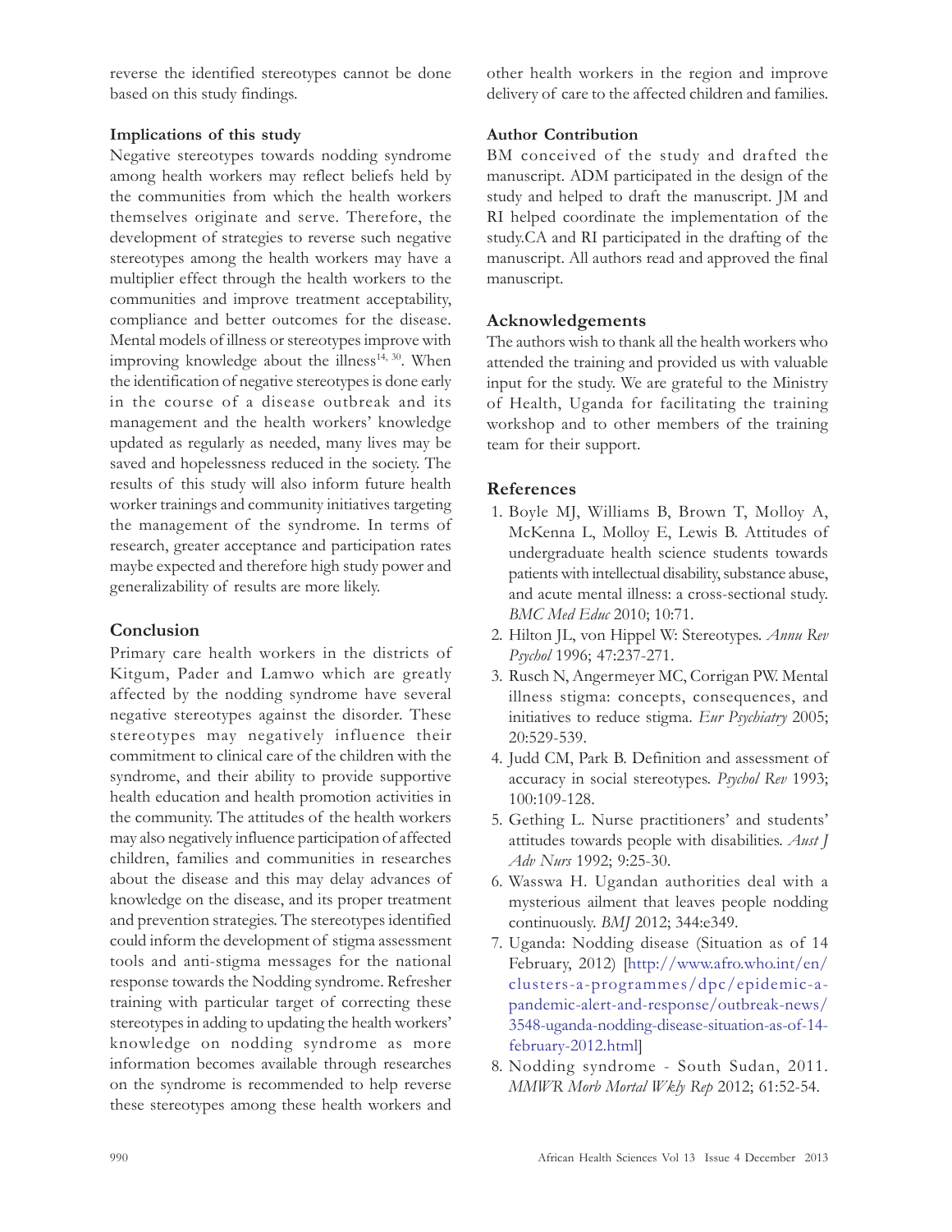reverse the identified stereotypes cannot be done based on this study findings.

### Implications of this study

Negative stereotypes towards nodding syndrome among health workers may reflect beliefs held by the communities from which the health workers themselves originate and serve. Therefore, the development of strategies to reverse such negative stereotypes among the health workers may have a multiplier effect through the health workers to the communities and improve treatment acceptability, compliance and better outcomes for the disease. Mental models of illness or stereotypes improve with improving knowledge about the illness[14, 30]. When the identification of negative stereotypes is done early in the course of a disease outbreak and its management and the health workers' knowledge updated as regularly as needed, many lives may be saved and hopelessness reduced in the society. The results of this study will also inform future health worker trainings and community initiatives targeting the management of the syndrome. In terms of research, greater acceptance and participation rates maybe expected and therefore high study power and generalizability of results are more likely.

## Conclusion

Primary care health workers in the districts of Kitgum, Pader and Lamwo which are greatly affected by the nodding syndrome have several negative stereotypes against the disorder. These stereotypes may negatively influence their commitment to clinical care of the children with the syndrome, and their ability to provide supportive health education and health promotion activities in the community. The attitudes of the health workers may also negatively influence participation of affected children, families and communities in researches about the disease and this may delay advances of knowledge on the disease, and its proper treatment and prevention strategies. The stereotypes identified could inform the development of stigma assessment tools and anti-stigma messages for the national response towards the Nodding syndrome. Refresher training with particular target of correcting these stereotypes in adding to updating the health workers' knowledge on nodding syndrome as more information becomes available through researches on the syndrome is recommended to help reverse these stereotypes among these health workers and other health workers in the region and improve delivery of care to the affected children and families.

## Author Contribution

BM conceived of the study and drafted the manuscript. ADM participated in the design of the study and helped to draft the manuscript. JM and RI helped coordinate the implementation of the study.CA and RI participated in the drafting of the manuscript. All authors read and approved the final manuscript.

## Acknowledgements

The authors wish to thank all the health workers who attended the training and provided us with valuable input for the study. We are grateful to the Ministry of Health, Uganda for facilitating the training workshop and to other members of the training team for their support.

## References

1. Boyle MJ, Williams B, Brown T, Molloy A, McKenna L, Molloy E, Lewis B. Attitudes of undergraduate health science students towards patients with intellectual disability, substance abuse, and acute mental illness: a cross-sectional study. *BMC Med Educ* 2010; 10:71.
2. Hilton JL, von Hippel W: Stereotypes. *Annu Rev Psychol* 1996; 47:237-271.
3. Rusch N, Angermeyer MC, Corrigan PW. Mental illness stigma: concepts, consequences, and initiatives to reduce stigma. *Eur Psychiatry* 2005; 20:529-539.
4. Judd CM, Park B. Definition and assessment of accuracy in social stereotypes. *Psychol Rev* 1993; 100:109-128.
5. Gething L. Nurse practitioners' and students' attitudes towards people with disabilities. *Aust J Adv Nurs* 1992; 9:25-30.
6. Wasswa H. Ugandan authorities deal with a mysterious ailment that leaves people nodding continuously. *BMJ* 2012; 344:e349.
7. Uganda: Nodding disease (Situation as of 14 February, 2012) [http://www.afro.who.int/en/clusters-a-programmes/dpc/epidemic-a-pandemic-alert-and-response/outbreak-news/3548-uganda-nodding-disease-situation-as-of-14-february-2012.html]
8. Nodding syndrome - South Sudan, 2011. *MMWR Morb Mortal Wkly Rep* 2012; 61:52-54.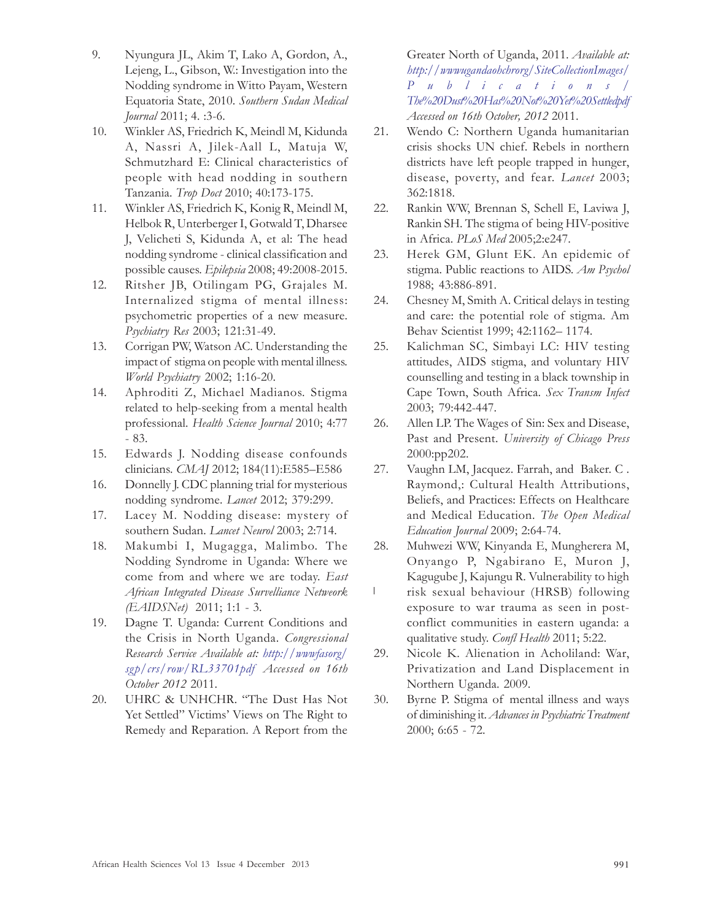9. Nyungura JL, Akim T, Lako A, Gordon, A., Lejeng, L., Gibson, W.: Investigation into the Nodding syndrome in Witto Payam, Western Equatoria State, 2010. *Southern Sudan Medical Journal* 2011; 4. :3-6.
10. Winkler AS, Friedrich K, Meindl M, Kidunda A, Nassri A, Jilek-Aall L, Matuja W, Schmutzhard E: Clinical characteristics of people with head nodding in southern Tanzania. *Trop Doct* 2010; 40:173-175.
11. Winkler AS, Friedrich K, Konig R, Meindl M, Helbok R, Unterberger I, Gotwald T, Dharsee J, Velicheti S, Kidunda A, et al: The head nodding syndrome - clinical classification and possible causes. *Epilepsia* 2008; 49:2008-2015.
12. Ritsher JB, Otilingam PG, Grajales M. Internalized stigma of mental illness: psychometric properties of a new measure. *Psychiatry Res* 2003; 121:31-49.
13. Corrigan PW, Watson AC. Understanding the impact of stigma on people with mental illness. *World Psychiatry* 2002; 1:16-20.
14. Aphroditi Z, Michael Madianos. Stigma related to help-seeking from a mental health professional. *Health Science Journal* 2010; 4:77 - 83.
15. Edwards J. Nodding disease confounds clinicians. *CMAJ* 2012; 184(11):E585–E586
16. Donnelly J. CDC planning trial for mysterious nodding syndrome. *Lancet* 2012; 379:299.
17. Lacey M. Nodding disease: mystery of southern Sudan. *Lancet Neurol* 2003; 2:714.
18. Makumbi I, Mugagga, Malimbo. The Nodding Syndrome in Uganda: Where we come from and where we are today. *East African Integrated Disease Surveilliance Netweork (EAIDSNet)* 2011; 1:1 - 3.
19. Dagne T. Uganda: Current Conditions and the Crisis in North Uganda. *Congressional Research Service Available at: http://wwwfasorg/sgp/crs/row/RL33701pdf Accessed on 16th October 2012* 2011.
20. UHRC & UNHCHR. "The Dust Has Not Yet Settled" Victims' Views on The Right to Remedy and Reparation. A Report from the Greater North of Uganda, 2011. *Available at: http://wwwugandaohchrorg/SiteCollectionImages/Publications/The%20Dust%20Has%20Not%20Yet%20Settledpdf Accessed on 16th October, 2012* 2011.
21. Wendo C: Northern Uganda humanitarian crisis shocks UN chief. Rebels in northern districts have left people trapped in hunger, disease, poverty, and fear. *Lancet* 2003; 362:1818.
22. Rankin WW, Brennan S, Schell E, Laviwa J, Rankin SH. The stigma of being HIV-positive in Africa. *PLoS Med* 2005;2:e247.
23. Herek GM, Glunt EK. An epidemic of stigma. Public reactions to AIDS. *Am Psychol* 1988; 43:886-891.
24. Chesney M, Smith A. Critical delays in testing and care: the potential role of stigma. Am Behav Scientist 1999; 42:1162– 1174.
25. Kalichman SC, Simbayi LC: HIV testing attitudes, AIDS stigma, and voluntary HIV counselling and testing in a black township in Cape Town, South Africa. *Sex Transm Infect* 2003; 79:442-447.
26. Allen LP. The Wages of Sin: Sex and Disease, Past and Present. *University of Chicago Press* 2000:pp202.
27. Vaughn LM, Jacquez. Farrah, and Baker. C . Raymond,: Cultural Health Attributions, Beliefs, and Practices: Effects on Healthcare and Medical Education. *The Open Medical Education Journal* 2009; 2:64-74.
28. Muhwezi WW, Kinyanda E, Mungherera M, Onyango P, Ngabirano E, Muron J, Kagugube J, Kajungu R. Vulnerability to high risk sexual behaviour (HRSB) following exposure to war trauma as seen in post-conflict communities in eastern uganda: a qualitative study. *Confl Health* 2011; 5:22.
29. Nicole K. Alienation in Acholiland: War, Privatization and Land Displacement in Northern Uganda. 2009.
30. Byrne P. Stigma of mental illness and ways of diminishing it. *Advances in Psychiatric Treatment* 2000; 6:65 - 72.